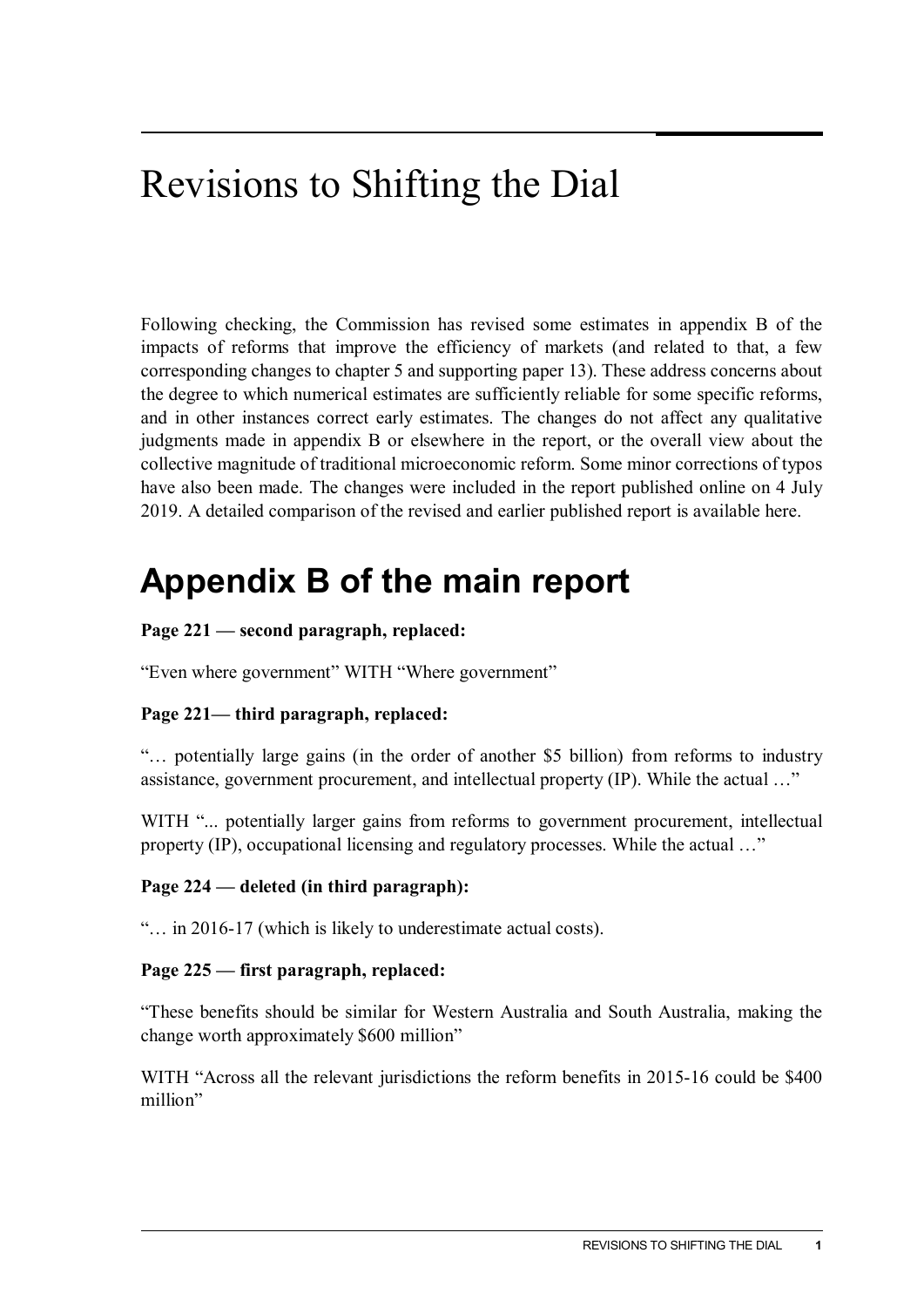# Revisions to Shifting the Dial

Following checking, the Commission has revised some estimates in appendix B of the impacts of reforms that improve the efficiency of markets (and related to that, a few corresponding changes to chapter 5 and supporting paper 13). These address concerns about the degree to which numerical estimates are sufficiently reliable for some specific reforms, and in other instances correct early estimates. The changes do not affect any qualitative judgments made in appendix B or elsewhere in the report, or the overall view about the collective magnitude of traditional microeconomic reform. Some minor corrections of typos have also been made. The changes were included in the report published online on 4 July 2019. A detailed comparison of the revised and earlier published report is available here.

## Appendix B of the main report

**Page 221 — second paragraph, replaced:**

"Even where government" WITH "Where government"

**Page 221— third paragraph, replaced:**

"… potentially large gains (in the order of another $5 billion) from reforms to industry assistance, government procurement, and intellectual property (IP). While the actual …"

WITH "... potentially larger gains from reforms to government procurement, intellectual property (IP), occupational licensing and regulatory processes. While the actual …"

**Page 224 — deleted (in third paragraph):**

"… in 2016-17 (which is likely to underestimate actual costs).

**Page 225 — first paragraph, replaced:**

"These benefits should be similar for Western Australia and South Australia, making the change worth approximately $600 million"

WITH "Across all the relevant jurisdictions the reform benefits in 2015-16 could be $400 million"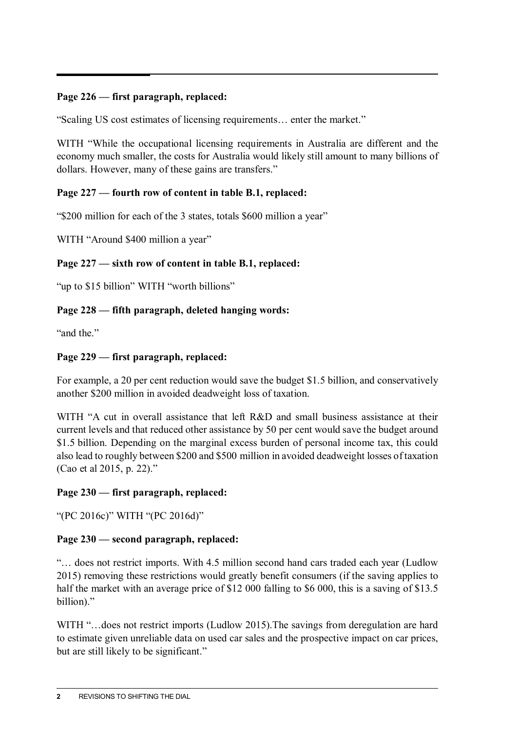**Page 226 — first paragraph, replaced:**

"Scaling US cost estimates of licensing requirements… enter the market."

WITH "While the occupational licensing requirements in Australia are different and the economy much smaller, the costs for Australia would likely still amount to many billions of dollars. However, many of these gains are transfers."

**Page 227 — fourth row of content in table B.1, replaced:**

"$200 million for each of the 3 states, totals $600 million a year"

WITH "Around $400 million a year"

**Page 227 — sixth row of content in table B.1, replaced:**

"up to $15 billion" WITH "worth billions"

**Page 228 — fifth paragraph, deleted hanging words:**

"and the."

**Page 229 — first paragraph, replaced:**

For example, a 20 per cent reduction would save the budget $1.5 billion, and conservatively another $200 million in avoided deadweight loss of taxation.

WITH "A cut in overall assistance that left R&D and small business assistance at their current levels and that reduced other assistance by 50 per cent would save the budget around $1.5 billion. Depending on the marginal excess burden of personal income tax, this could also lead to roughly between $200 and $500 million in avoided deadweight losses of taxation (Cao et al 2015, p. 22)."

**Page 230 — first paragraph, replaced:**

"(PC 2016c)" WITH "(PC 2016d)"

**Page 230 — second paragraph, replaced:**

"… does not restrict imports. With 4.5 million second hand cars traded each year (Ludlow 2015) removing these restrictions would greatly benefit consumers (if the saving applies to half the market with an average price of $12 000 falling to $6 000, this is a saving of $13.5 billion)."

WITH "…does not restrict imports (Ludlow 2015).The savings from deregulation are hard to estimate given unreliable data on used car sales and the prospective impact on car prices, but are still likely to be significant."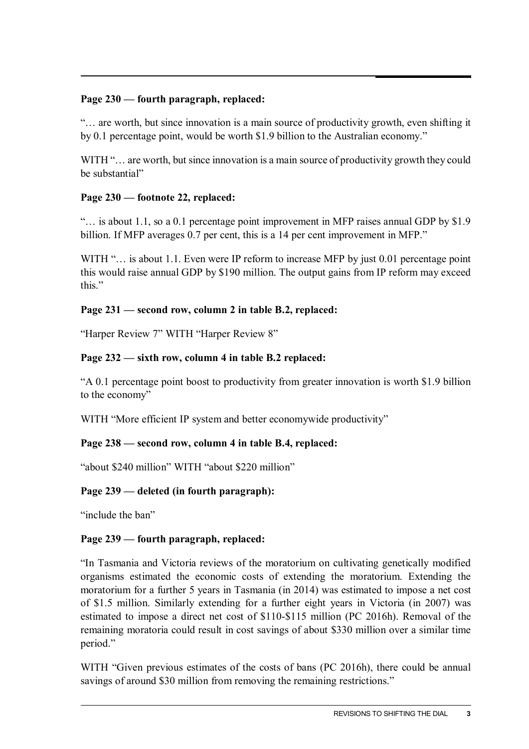**Page 230 — fourth paragraph, replaced:**

"… are worth, but since innovation is a main source of productivity growth, even shifting it by 0.1 percentage point, would be worth $1.9 billion to the Australian economy."

WITH "… are worth, but since innovation is a main source of productivity growth they could be substantial"

**Page 230 — footnote 22, replaced:**

"… is about 1.1, so a 0.1 percentage point improvement in MFP raises annual GDP by $1.9 billion. If MFP averages 0.7 per cent, this is a 14 per cent improvement in MFP."

WITH "… is about 1.1. Even were IP reform to increase MFP by just 0.01 percentage point this would raise annual GDP by $190 million. The output gains from IP reform may exceed this."

**Page 231 — second row, column 2 in table B.2, replaced:**

"Harper Review 7" WITH "Harper Review 8"

**Page 232 — sixth row, column 4 in table B.2 replaced:**

"A 0.1 percentage point boost to productivity from greater innovation is worth $1.9 billion to the economy"

WITH "More efficient IP system and better economywide productivity"

**Page 238 — second row, column 4 in table B.4, replaced:**

"about $240 million" WITH "about $220 million"

**Page 239 — deleted (in fourth paragraph):**

"include the ban"

**Page 239 — fourth paragraph, replaced:**

"In Tasmania and Victoria reviews of the moratorium on cultivating genetically modified organisms estimated the economic costs of extending the moratorium. Extending the moratorium for a further 5 years in Tasmania (in 2014) was estimated to impose a net cost of $1.5 million. Similarly extending for a further eight years in Victoria (in 2007) was estimated to impose a direct net cost of $110-$115 million (PC 2016h). Removal of the remaining moratoria could result in cost savings of about $330 million over a similar time period."

WITH "Given previous estimates of the costs of bans (PC 2016h), there could be annual savings of around $30 million from removing the remaining restrictions."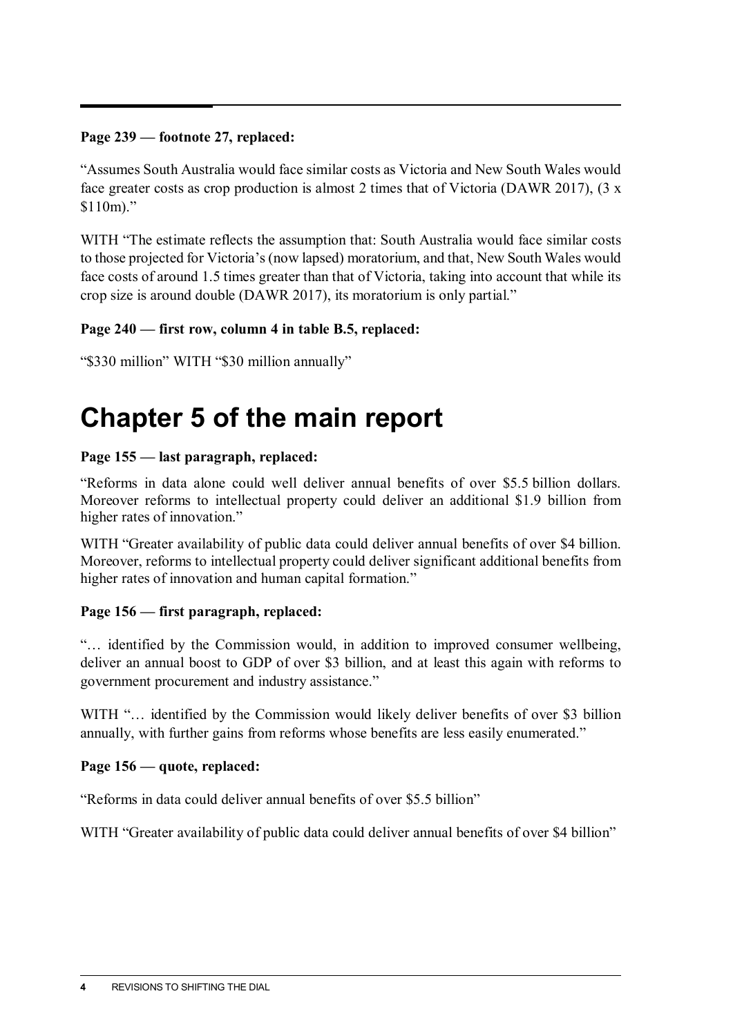**Page 239 — footnote 27, replaced:**

"Assumes South Australia would face similar costs as Victoria and New South Wales would face greater costs as crop production is almost 2 times that of Victoria (DAWR 2017), (3 x $110m)."

WITH "The estimate reflects the assumption that: South Australia would face similar costs to those projected for Victoria's (now lapsed) moratorium, and that, New South Wales would face costs of around 1.5 times greater than that of Victoria, taking into account that while its crop size is around double (DAWR 2017), its moratorium is only partial."

**Page 240 — first row, column 4 in table B.5, replaced:**

"$330 million" WITH "$30 million annually"

# Chapter 5 of the main report

**Page 155 — last paragraph, replaced:**

"Reforms in data alone could well deliver annual benefits of over $5.5 billion dollars. Moreover reforms to intellectual property could deliver an additional $1.9 billion from higher rates of innovation."

WITH "Greater availability of public data could deliver annual benefits of over $4 billion. Moreover, reforms to intellectual property could deliver significant additional benefits from higher rates of innovation and human capital formation."

**Page 156 — first paragraph, replaced:**

"… identified by the Commission would, in addition to improved consumer wellbeing, deliver an annual boost to GDP of over $3 billion, and at least this again with reforms to government procurement and industry assistance."

WITH "… identified by the Commission would likely deliver benefits of over $3 billion annually, with further gains from reforms whose benefits are less easily enumerated."

**Page 156 — quote, replaced:**

"Reforms in data could deliver annual benefits of over $5.5 billion"

WITH "Greater availability of public data could deliver annual benefits of over $4 billion"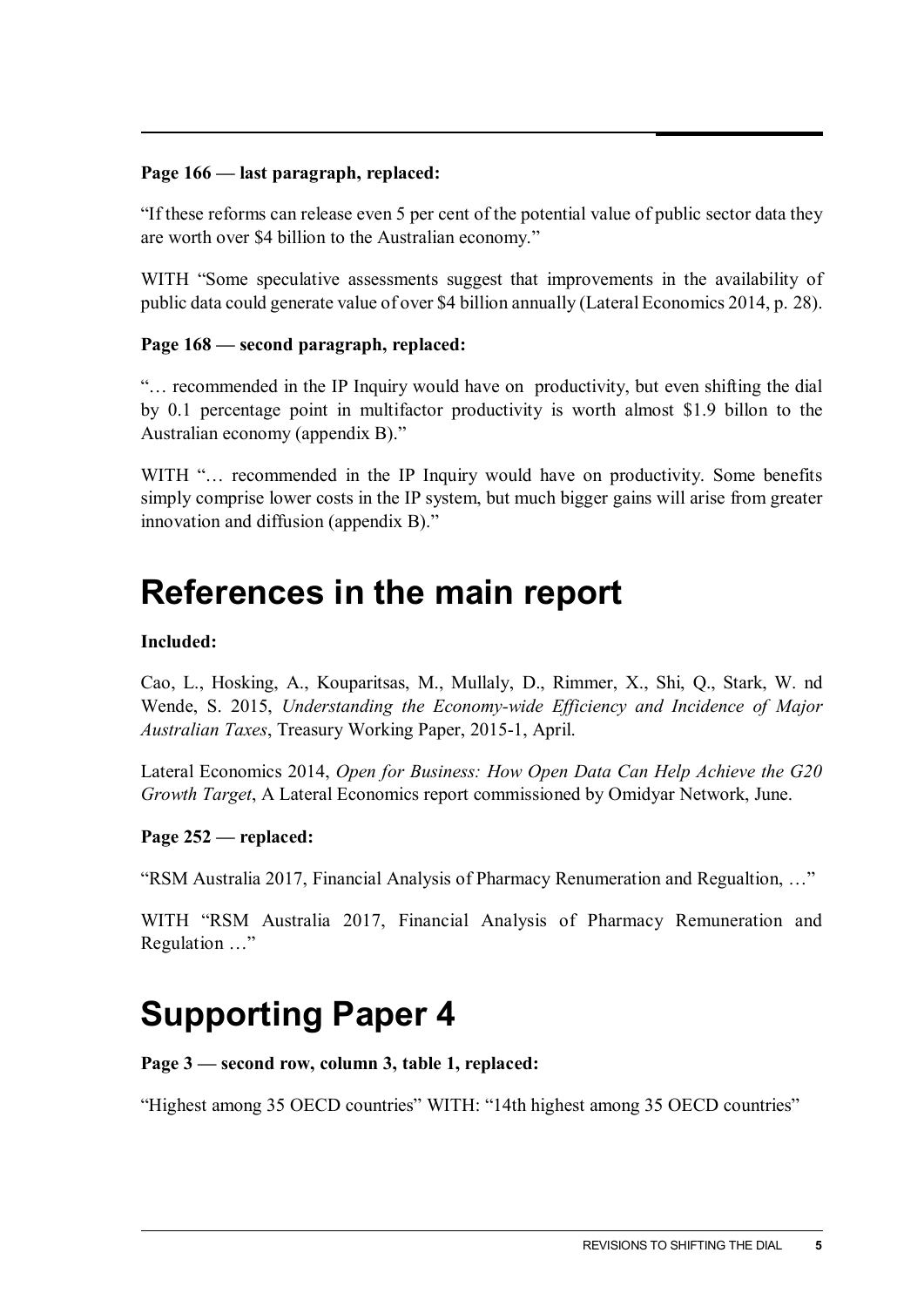**Page 166 — last paragraph, replaced:**

"If these reforms can release even 5 per cent of the potential value of public sector data they are worth over $4 billion to the Australian economy."

WITH "Some speculative assessments suggest that improvements in the availability of public data could generate value of over $4 billion annually (Lateral Economics 2014, p. 28).

**Page 168 — second paragraph, replaced:**

"… recommended in the IP Inquiry would have on productivity, but even shifting the dial by 0.1 percentage point in multifactor productivity is worth almost $1.9 billon to the Australian economy (appendix B)."

WITH "… recommended in the IP Inquiry would have on productivity. Some benefits simply comprise lower costs in the IP system, but much bigger gains will arise from greater innovation and diffusion (appendix B)."

# References in the main report

**Included:**

Cao, L., Hosking, A., Kouparitsas, M., Mullaly, D., Rimmer, X., Shi, Q., Stark, W. nd Wende, S. 2015, *Understanding the Economy-wide Efficiency and Incidence of Major Australian Taxes*, Treasury Working Paper, 2015-1, April.

Lateral Economics 2014, *Open for Business: How Open Data Can Help Achieve the G20 Growth Target*, A Lateral Economics report commissioned by Omidyar Network, June.

**Page 252 — replaced:**

"RSM Australia 2017, Financial Analysis of Pharmacy Renumeration and Regualtion, …"

WITH "RSM Australia 2017, Financial Analysis of Pharmacy Remuneration and Regulation …"

# Supporting Paper 4

**Page 3 — second row, column 3, table 1, replaced:**

"Highest among 35 OECD countries" WITH: "14th highest among 35 OECD countries"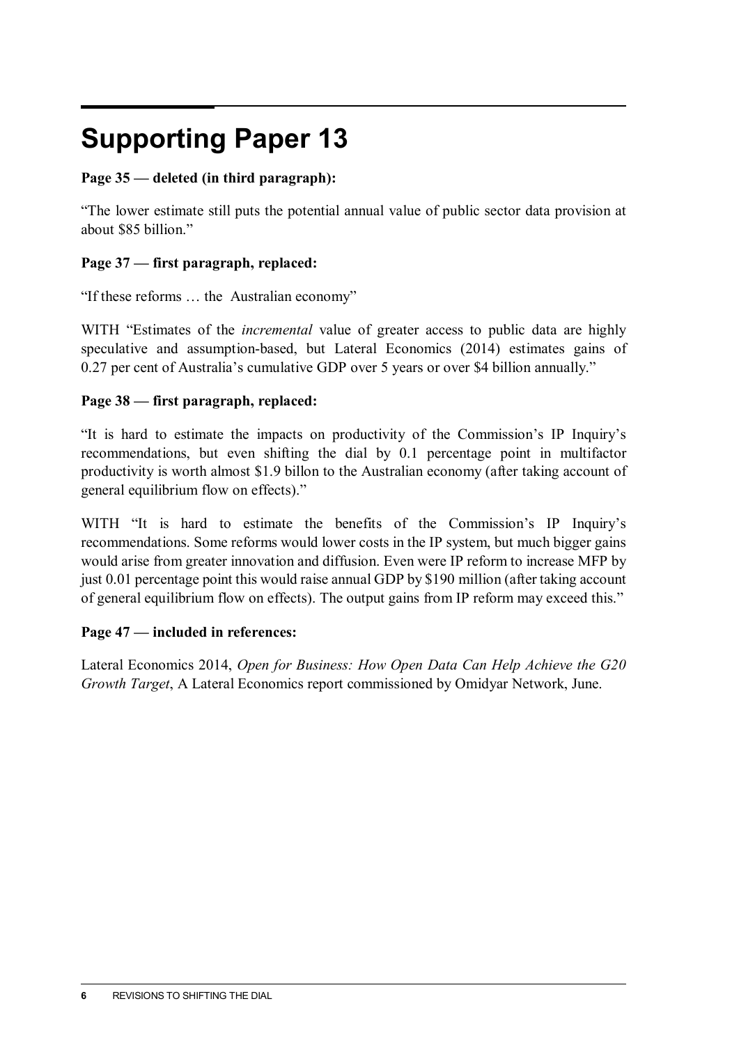# Supporting Paper 13

**Page 35 — deleted (in third paragraph):**

"The lower estimate still puts the potential annual value of public sector data provision at about $85 billion."

**Page 37 — first paragraph, replaced:**

"If these reforms … the Australian economy"

WITH "Estimates of the *incremental* value of greater access to public data are highly speculative and assumption-based, but Lateral Economics (2014) estimates gains of 0.27 per cent of Australia's cumulative GDP over 5 years or over $4 billion annually."

**Page 38 — first paragraph, replaced:**

"It is hard to estimate the impacts on productivity of the Commission's IP Inquiry's recommendations, but even shifting the dial by 0.1 percentage point in multifactor productivity is worth almost $1.9 billon to the Australian economy (after taking account of general equilibrium flow on effects)."

WITH "It is hard to estimate the benefits of the Commission's IP Inquiry's recommendations. Some reforms would lower costs in the IP system, but much bigger gains would arise from greater innovation and diffusion. Even were IP reform to increase MFP by just 0.01 percentage point this would raise annual GDP by $190 million (after taking account of general equilibrium flow on effects). The output gains from IP reform may exceed this."

**Page 47 — included in references:**

Lateral Economics 2014, *Open for Business: How Open Data Can Help Achieve the G20 Growth Target*, A Lateral Economics report commissioned by Omidyar Network, June.